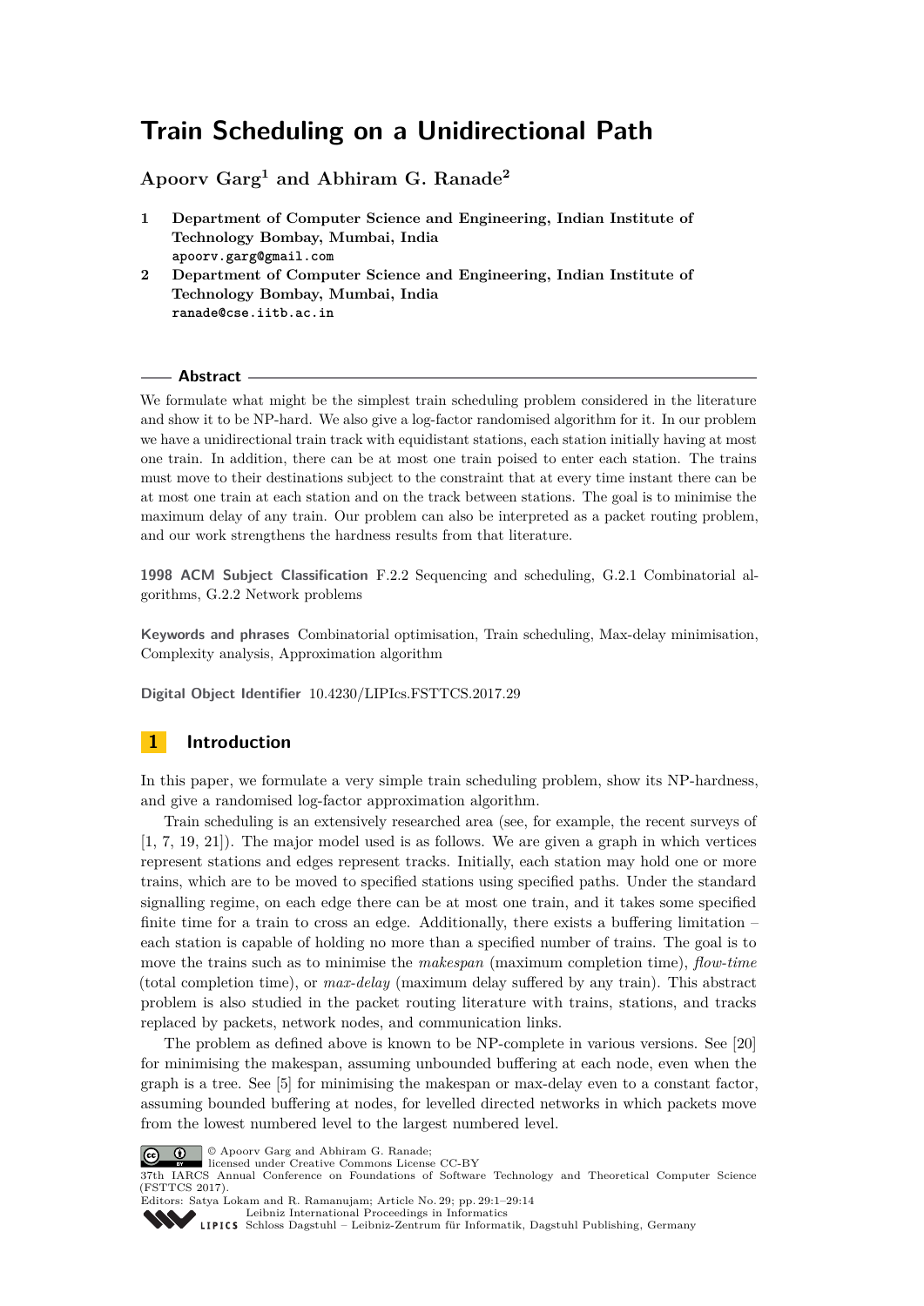# Train Scheduling on a Unidirectional Path

**Apoorv Garg[1] and Abhiram G. Ranade[2]**

1 **Department of Computer Science and Engineering, Indian Institute of Technology Bombay, Mumbai, India**
`apoorv.garg@gmail.com`

2 **Department of Computer Science and Engineering, Indian Institute of Technology Bombay, Mumbai, India**
`ranade@cse.iitb.ac.in`

## Abstract

We formulate what might be the simplest train scheduling problem considered in the literature and show it to be NP-hard. We also give a log-factor randomised algorithm for it. In our problem we have a unidirectional train track with equidistant stations, each station initially having at most one train. In addition, there can be at most one train poised to enter each station. The trains must move to their destinations subject to the constraint that at every time instant there can be at most one train at each station and on the track between stations. The goal is to minimise the maximum delay of any train. Our problem can also be interpreted as a packet routing problem, and our work strengthens the hardness results from that literature.

**1998 ACM Subject Classification** F.2.2 Sequencing and scheduling, G.2.1 Combinatorial algorithms, G.2.2 Network problems

**Keywords and phrases** Combinatorial optimisation, Train scheduling, Max-delay minimisation, Complexity analysis, Approximation algorithm

**Digital Object Identifier** 10.4230/LIPIcs.FSTTCS.2017.29

## 1 Introduction

In this paper, we formulate a very simple train scheduling problem, show its NP-hardness, and give a randomised log-factor approximation algorithm.

Train scheduling is an extensively researched area (see, for example, the recent surveys of [1, 7, 19, 21]). The major model used is as follows. We are given a graph in which vertices represent stations and edges represent tracks. Initially, each station may hold one or more trains, which are to be moved to specified stations using specified paths. Under the standard signalling regime, on each edge there can be at most one train, and it takes some specified finite time for a train to cross an edge. Additionally, there exists a buffering limitation – each station is capable of holding no more than a specified number of trains. The goal is to move the trains such as to minimise the *makespan* (maximum completion time), *flow-time* (total completion time), or *max-delay* (maximum delay suffered by any train). This abstract problem is also studied in the packet routing literature with trains, stations, and tracks replaced by packets, network nodes, and communication links.

The problem as defined above is known to be NP-complete in various versions. See [20] for minimising the makespan, assuming unbounded buffering at each node, even when the graph is a tree. See [5] for minimising the makespan or max-delay even to a constant factor, assuming bounded buffering at nodes, for levelled directed networks in which packets move from the lowest numbered level to the largest numbered level.

© Apoorv Garg and Abhiram G. Ranade;
licensed under Creative Commons License CC-BY
37th IARCS Annual Conference on Foundations of Software Technology and Theoretical Computer Science (FSTTCS 2017).
Editors: Satya Lokam and R. Ramanujam; Article No. 29; pp. 29:1–29:14
Leibniz International Proceedings in Informatics
Schloss Dagstuhl – Leibniz-Zentrum für Informatik, Dagstuhl Publishing, Germany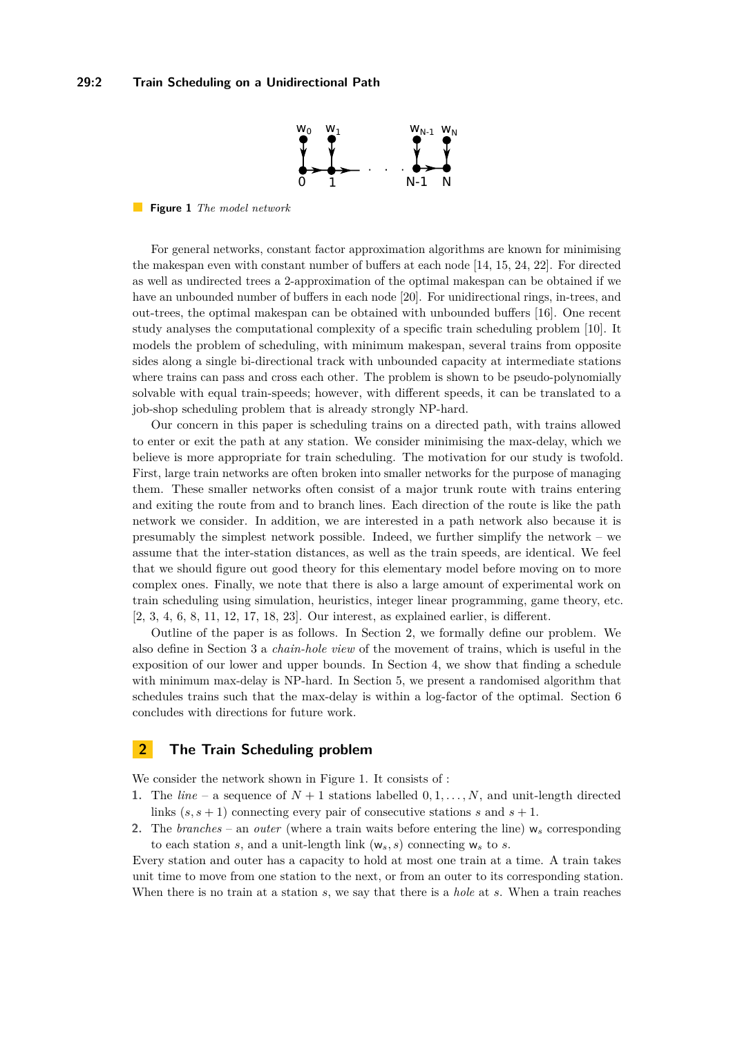**Figure 1** *The model network*

For general networks, constant factor approximation algorithms are known for minimising the makespan even with constant number of buffers at each node [14, 15, 24, 22]. For directed as well as undirected trees a 2-approximation of the optimal makespan can be obtained if we have an unbounded number of buffers in each node [20]. For unidirectional rings, in-trees, and out-trees, the optimal makespan can be obtained with unbounded buffers [16]. One recent study analyses the computational complexity of a specific train scheduling problem [10]. It models the problem of scheduling, with minimum makespan, several trains from opposite sides along a single bi-directional track with unbounded capacity at intermediate stations where trains can pass and cross each other. The problem is shown to be pseudo-polynomially solvable with equal train-speeds; however, with different speeds, it can be translated to a job-shop scheduling problem that is already strongly NP-hard.

Our concern in this paper is scheduling trains on a directed path, with trains allowed to enter or exit the path at any station. We consider minimising the max-delay, which we believe is more appropriate for train scheduling. The motivation for our study is twofold. First, large train networks are often broken into smaller networks for the purpose of managing them. These smaller networks often consist of a major trunk route with trains entering and exiting the route from and to branch lines. Each direction of the route is like the path network we consider. In addition, we are interested in a path network also because it is presumably the simplest network possible. Indeed, we further simplify the network – we assume that the inter-station distances, as well as the train speeds, are identical. We feel that we should figure out good theory for this elementary model before moving on to more complex ones. Finally, we note that there is also a large amount of experimental work on train scheduling using simulation, heuristics, integer linear programming, game theory, etc. [2, 3, 4, 6, 8, 11, 12, 17, 18, 23]. Our interest, as explained earlier, is different.

Outline of the paper is as follows. In Section 2, we formally define our problem. We also define in Section 3 a *chain-hole view* of the movement of trains, which is useful in the exposition of our lower and upper bounds. In Section 4, we show that finding a schedule with minimum max-delay is NP-hard. In Section 5, we present a randomised algorithm that schedules trains such that the max-delay is within a log-factor of the optimal. Section 6 concludes with directions for future work.

## 2 The Train Scheduling problem

We consider the network shown in Figure 1. It consists of :

1. The *line* – a sequence of $N + 1$ stations labelled $0, 1, \ldots, N$, and unit-length directed links $(s, s + 1)$ connecting every pair of consecutive stations $s$ and $s + 1$.
2. The *branches* – an *outer* (where a train waits before entering the line) $\mathsf{w}_s$ corresponding to each station $s$, and a unit-length link $(\mathsf{w}_s, s)$ connecting $\mathsf{w}_s$ to $s$.

Every station and outer has a capacity to hold at most one train at a time. A train takes unit time to move from one station to the next, or from an outer to its corresponding station. When there is no train at a station $s$, we say that there is a *hole* at $s$. When a train reaches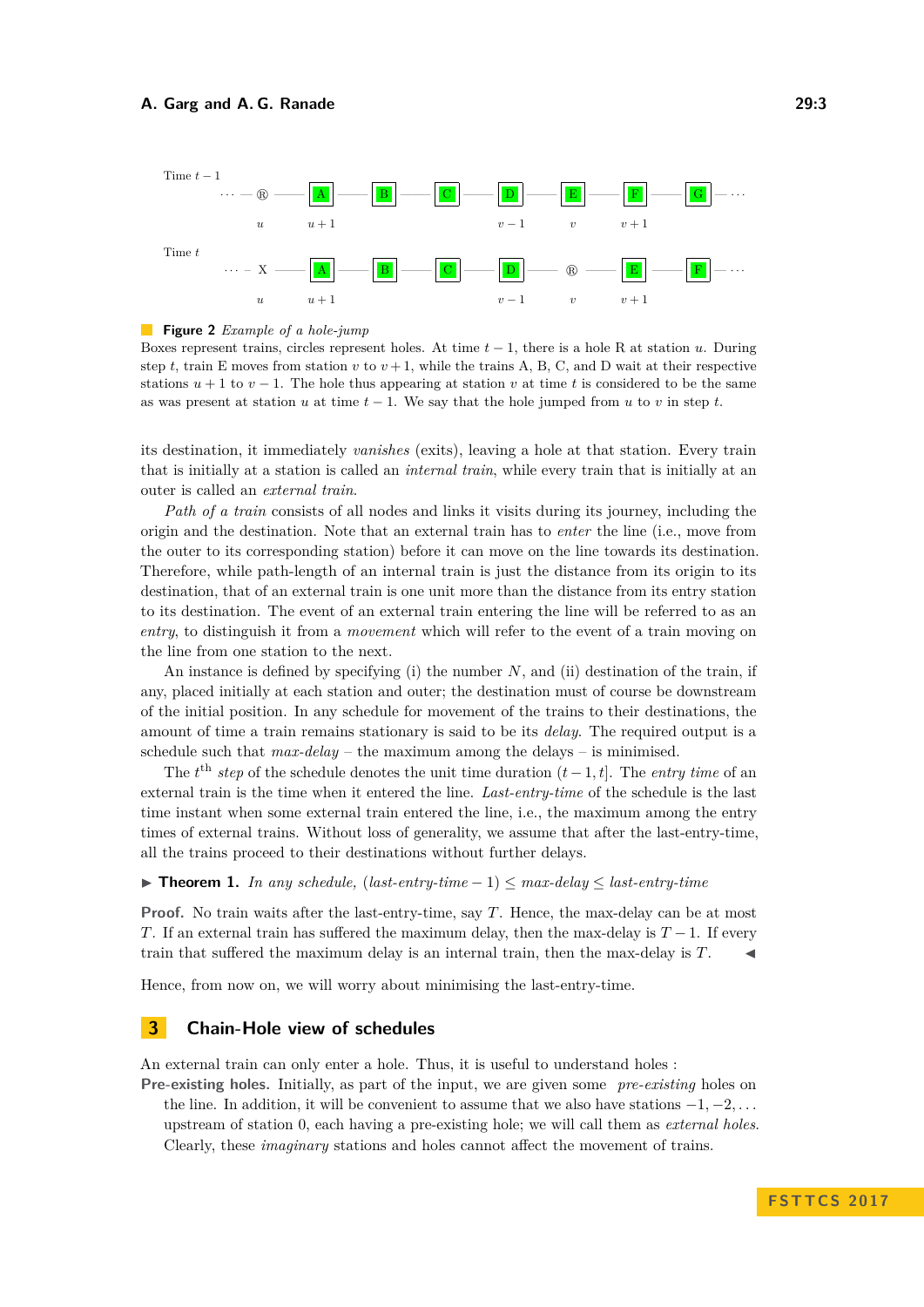Time $t-1$

Time $t$

**Figure 2** *Example of a hole-jump*

Boxes represent trains, circles represent holes. At time $t-1$, there is a hole R at station $u$. During step $t$, train E moves from station $v$ to $v+1$, while the trains A, B, C, and D wait at their respective stations $u+1$ to $v-1$. The hole thus appearing at station $v$ at time $t$ is considered to be the same as was present at station $u$ at time $t-1$. We say that the hole jumped from $u$ to $v$ in step $t$.

its destination, it immediately *vanishes* (exits), leaving a hole at that station. Every train that is initially at a station is called an *internal train*, while every train that is initially at an outer is called an *external train*.

*Path of a train* consists of all nodes and links it visits during its journey, including the origin and the destination. Note that an external train has to *enter* the line (i.e., move from the outer to its corresponding station) before it can move on the line towards its destination. Therefore, while path-length of an internal train is just the distance from its origin to its destination, that of an external train is one unit more than the distance from its entry station to its destination. The event of an external train entering the line will be referred to as an *entry*, to distinguish it from a *movement* which will refer to the event of a train moving on the line from one station to the next.

An instance is defined by specifying (i) the number $N$, and (ii) destination of the train, if any, placed initially at each station and outer; the destination must of course be downstream of the initial position. In any schedule for movement of the trains to their destinations, the amount of time a train remains stationary is said to be its *delay*. The required output is a schedule such that *max-delay* – the maximum among the delays – is minimised.

The $t^{\text{th}}$ *step* of the schedule denotes the unit time duration $(t-1, t]$. The *entry time* of an external train is the time when it entered the line. *Last-entry-time* of the schedule is the last time instant when some external train entered the line, i.e., the maximum among the entry times of external trains. Without loss of generality, we assume that after the last-entry-time, all the trains proceed to their destinations without further delays.

▶ **Theorem 1.** *In any schedule,* (*last-entry-time* $-1$) $\leq$ *max-delay* $\leq$ *last-entry-time*

**Proof.** No train waits after the last-entry-time, say $T$. Hence, the max-delay can be at most $T$. If an external train has suffered the maximum delay, then the max-delay is $T-1$. If every train that suffered the maximum delay is an internal train, then the max-delay is $T$. ◀

Hence, from now on, we will worry about minimising the last-entry-time.

## 3 Chain-Hole view of schedules

An external train can only enter a hole. Thus, it is useful to understand holes :

**Pre-existing holes.** Initially, as part of the input, we are given some *pre-existing* holes on the line. In addition, it will be convenient to assume that we also have stations $-1, -2, \ldots$ upstream of station 0, each having a pre-existing hole; we will call them as *external holes*. Clearly, these *imaginary* stations and holes cannot affect the movement of trains.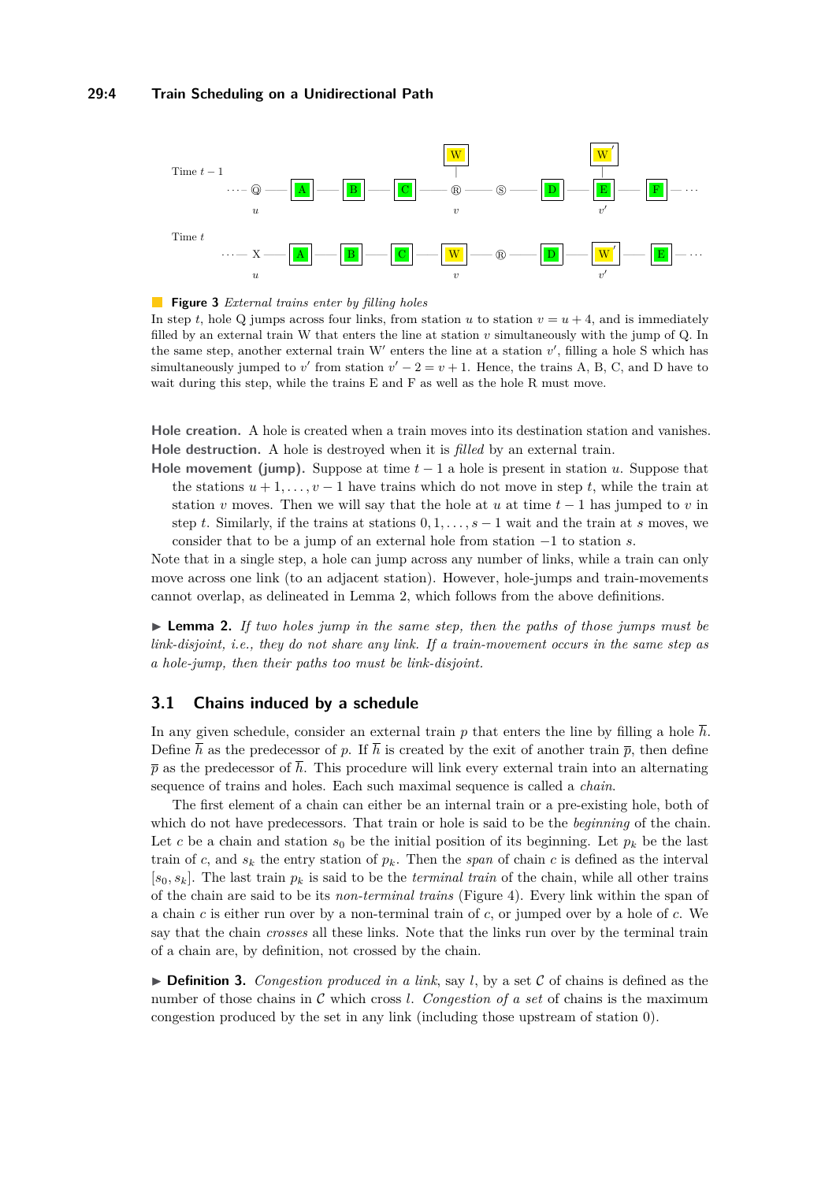**Figure 3** *External trains enter by filling holes*

In step $t$, hole Q jumps across four links, from station $u$ to station $v = u + 4$, and is immediately filled by an external train W that enters the line at station $v$ simultaneously with the jump of Q. In the same step, another external train W′ enters the line at a station $v'$, filling a hole S which has simultaneously jumped to $v'$ from station $v' - 2 = v + 1$. Hence, the trains A, B, C, and D have to wait during this step, while the trains E and F as well as the hole R must move.

**Hole creation.** A hole is created when a train moves into its destination station and vanishes.

**Hole destruction.** A hole is destroyed when it is *filled* by an external train.

**Hole movement (jump).** Suppose at time $t - 1$ a hole is present in station $u$. Suppose that the stations $u + 1, \ldots, v - 1$ have trains which do not move in step $t$, while the train at station $v$ moves. Then we will say that the hole at $u$ at time $t - 1$ has jumped to $v$ in step $t$. Similarly, if the trains at stations $0, 1, \ldots, s - 1$ wait and the train at $s$ moves, we consider that to be a jump of an external hole from station $-1$ to station $s$.

Note that in a single step, a hole can jump across any number of links, while a train can only move across one link (to an adjacent station). However, hole-jumps and train-movements cannot overlap, as delineated in Lemma 2, which follows from the above definitions.

▶ **Lemma 2.** *If two holes jump in the same step, then the paths of those jumps must be link-disjoint, i.e., they do not share any link. If a train-movement occurs in the same step as a hole-jump, then their paths too must be link-disjoint.*

## 3.1 Chains induced by a schedule

In any given schedule, consider an external train $p$ that enters the line by filling a hole $\overline{h}$. Define $\overline{h}$ as the predecessor of $p$. If $\overline{h}$ is created by the exit of another train $\overline{p}$, then define $\overline{p}$ as the predecessor of $\overline{h}$. This procedure will link every external train into an alternating sequence of trains and holes. Each such maximal sequence is called a *chain*.

The first element of a chain can either be an internal train or a pre-existing hole, both of which do not have predecessors. That train or hole is said to be the *beginning* of the chain. Let $c$ be a chain and station $s_0$ be the initial position of its beginning. Let $p_k$ be the last train of $c$, and $s_k$ the entry station of $p_k$. Then the *span* of chain $c$ is defined as the interval $[s_0, s_k]$. The last train $p_k$ is said to be the *terminal train* of the chain, while all other trains of the chain are said to be its *non-terminal trains* (Figure 4). Every link within the span of a chain $c$ is either run over by a non-terminal train of $c$, or jumped over by a hole of $c$. We say that the chain *crosses* all these links. Note that the links run over by the terminal train of a chain are, by definition, not crossed by the chain.

▶ **Definition 3.** *Congestion produced in a link*, say $l$, by a set $\mathcal{C}$ of chains is defined as the number of those chains in $\mathcal{C}$ which cross $l$. *Congestion of a set* of chains is the maximum congestion produced by the set in any link (including those upstream of station 0).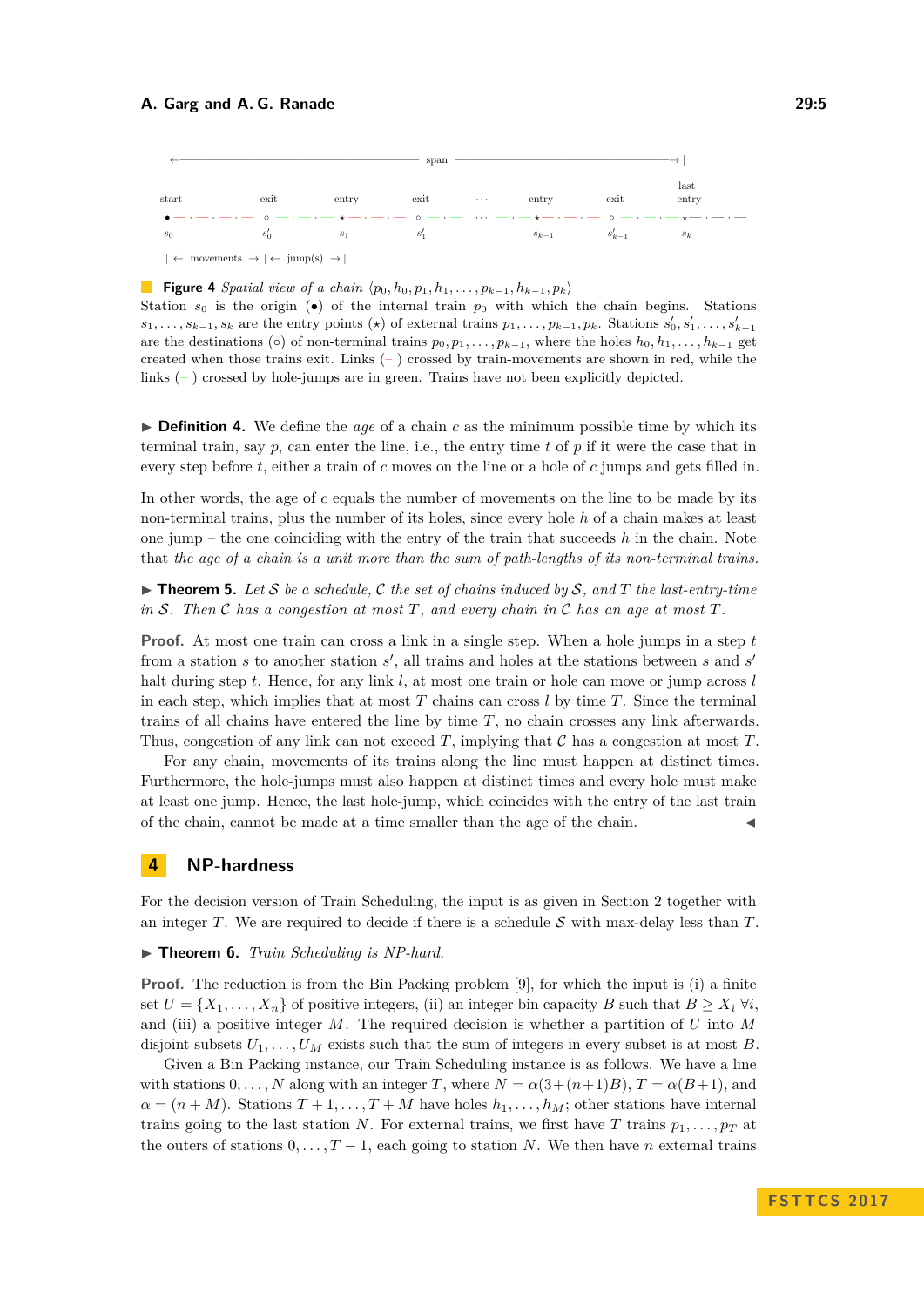**Figure 4** *Spatial view of a chain* $\langle p_0, h_0, p_1, h_1, \ldots, p_{k-1}, h_{k-1}, p_k\rangle$
Station $s_0$ is the origin (•) of the internal train $p_0$ with which the chain begins. Stations $s_1, \ldots, s_{k-1}, s_k$ are the entry points (⋆) of external trains $p_1, \ldots, p_{k-1}, p_k$. Stations $s'_0, s'_1, \ldots, s'_{k-1}$ are the destinations (∘) of non-terminal trains $p_0, p_1, \ldots, p_{k-1}$, where the holes $h_0, h_1, \ldots, h_{k-1}$ get created when those trains exit. Links (–) crossed by train-movements are shown in red, while the links (–) crossed by hole-jumps are in green. Trains have not been explicitly depicted.

▶ **Definition 4.** We define the *age* of a chain $c$ as the minimum possible time by which its terminal train, say $p$, can enter the line, i.e., the entry time $t$ of $p$ if it were the case that in every step before $t$, either a train of $c$ moves on the line or a hole of $c$ jumps and gets filled in.

In other words, the age of $c$ equals the number of movements on the line to be made by its non-terminal trains, plus the number of its holes, since every hole $h$ of a chain makes at least one jump – the one coinciding with the entry of the train that succeeds $h$ in the chain. Note that *the age of a chain is a unit more than the sum of path-lengths of its non-terminal trains.*

▶ **Theorem 5.** *Let $\mathcal{S}$ be a schedule, $\mathcal{C}$ the set of chains induced by $\mathcal{S}$, and $T$ the last-entry-time in $\mathcal{S}$. Then $\mathcal{C}$ has a congestion at most $T$, and every chain in $\mathcal{C}$ has an age at most $T$.*

**Proof.** At most one train can cross a link in a single step. When a hole jumps in a step $t$ from a station $s$ to another station $s'$, all trains and holes at the stations between $s$ and $s'$ halt during step $t$. Hence, for any link $l$, at most one train or hole can move or jump across $l$ in each step, which implies that at most $T$ chains can cross $l$ by time $T$. Since the terminal trains of all chains have entered the line by time $T$, no chain crosses any link afterwards. Thus, congestion of any link can not exceed $T$, implying that $\mathcal{C}$ has a congestion at most $T$.

For any chain, movements of its trains along the line must happen at distinct times. Furthermore, the hole-jumps must also happen at distinct times and every hole must make at least one jump. Hence, the last hole-jump, which coincides with the entry of the last train of the chain, cannot be made at a time smaller than the age of the chain. ◀

## 4 NP-hardness

For the decision version of Train Scheduling, the input is as given in Section 2 together with an integer $T$. We are required to decide if there is a schedule $\mathcal{S}$ with max-delay less than $T$.

▶ **Theorem 6.** *Train Scheduling is NP-hard.*

**Proof.** The reduction is from the Bin Packing problem [9], for which the input is (i) a finite set $U = \{X_1, \ldots, X_n\}$ of positive integers, (ii) an integer bin capacity $B$ such that $B \geq X_i \; \forall i$, and (iii) a positive integer $M$. The required decision is whether a partition of $U$ into $M$ disjoint subsets $U_1, \ldots, U_M$ exists such that the sum of integers in every subset is at most $B$.

Given a Bin Packing instance, our Train Scheduling instance is as follows. We have a line with stations $0, \ldots, N$ along with an integer $T$, where $N = \alpha(3+(n+1)B)$, $T = \alpha(B+1)$, and $\alpha = (n+M)$. Stations $T+1, \ldots, T+M$ have holes $h_1, \ldots, h_M$; other stations have internal trains going to the last station $N$. For external trains, we first have $T$ trains $p_1, \ldots, p_T$ at the outers of stations $0, \ldots, T-1$, each going to station $N$. We then have $n$ external trains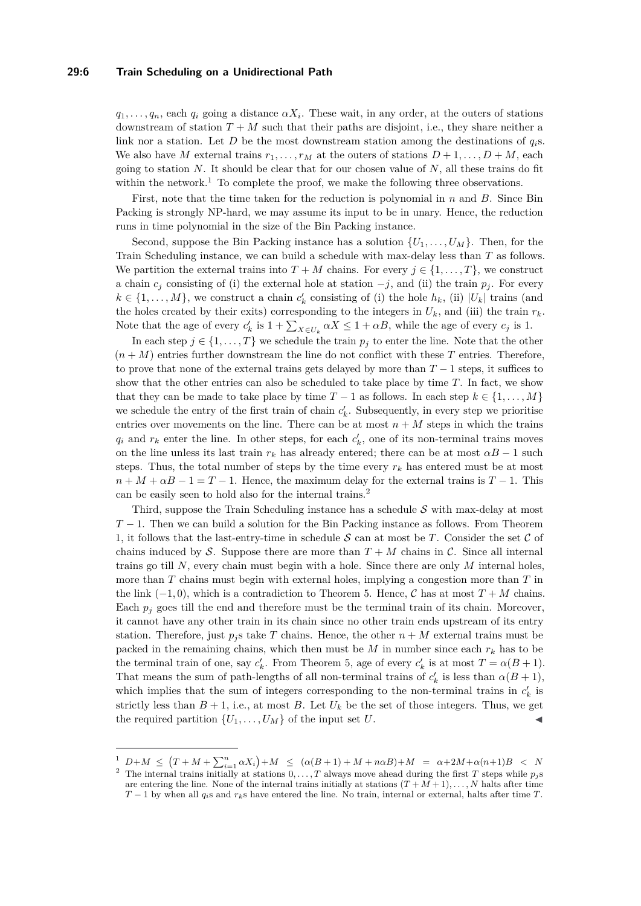$q_1, \ldots, q_n$, each $q_i$ going a distance $\alpha X_i$. These wait, in any order, at the outers of stations downstream of station $T + M$ such that their paths are disjoint, i.e., they share neither a link nor a station. Let $D$ be the most downstream station among the destinations of $q_i$s. We also have $M$ external trains $r_1, \ldots, r_M$ at the outers of stations $D+1, \ldots, D+M$, each going to station $N$. It should be clear that for our chosen value of $N$, all these trains do fit within the network.[1] To complete the proof, we make the following three observations.

First, note that the time taken for the reduction is polynomial in $n$ and $B$. Since Bin Packing is strongly NP-hard, we may assume its input to be in unary. Hence, the reduction runs in time polynomial in the size of the Bin Packing instance.

Second, suppose the Bin Packing instance has a solution $\{U_1, \ldots, U_M\}$. Then, for the Train Scheduling instance, we can build a schedule with max-delay less than $T$ as follows. We partition the external trains into $T + M$ chains. For every $j \in \{1, \ldots, T\}$, we construct a chain $c_j$ consisting of (i) the external hole at station $-j$, and (ii) the train $p_j$. For every $k \in \{1, \ldots, M\}$, we construct a chain $c'_k$ consisting of (i) the hole $h_k$, (ii) $|U_k|$ trains (and the holes created by their exits) corresponding to the integers in $U_k$, and (iii) the train $r_k$. Note that the age of every $c'_k$ is $1 + \sum_{X \in U_k} \alpha X \leq 1 + \alpha B$, while the age of every $c_j$ is 1.

In each step $j \in \{1, \ldots, T\}$ we schedule the train $p_j$ to enter the line. Note that the other $(n + M)$ entries further downstream the line do not conflict with these $T$ entries. Therefore, to prove that none of the external trains gets delayed by more than $T - 1$ steps, it suffices to show that the other entries can also be scheduled to take place by time $T$. In fact, we show that they can be made to take place by time $T - 1$ as follows. In each step $k \in \{1, \ldots, M\}$ we schedule the entry of the first train of chain $c'_k$. Subsequently, in every step we prioritise entries over movements on the line. There can be at most $n + M$ steps in which the trains $q_i$ and $r_k$ enter the line. In other steps, for each $c'_k$, one of its non-terminal trains moves on the line unless its last train $r_k$ has already entered; there can be at most $\alpha B - 1$ such steps. Thus, the total number of steps by the time every $r_k$ has entered must be at most $n + M + \alpha B - 1 = T - 1$. Hence, the maximum delay for the external trains is $T - 1$. This can be easily seen to hold also for the internal trains.[2]

Third, suppose the Train Scheduling instance has a schedule $\mathcal{S}$ with max-delay at most $T - 1$. Then we can build a solution for the Bin Packing instance as follows. From Theorem 1, it follows that the last-entry-time in schedule $\mathcal{S}$ can at most be $T$. Consider the set $\mathcal{C}$ of chains induced by $\mathcal{S}$. Suppose there are more than $T + M$ chains in $\mathcal{C}$. Since all internal trains go till $N$, every chain must begin with a hole. Since there are only $M$ internal holes, more than $T$ chains must begin with external holes, implying a congestion more than $T$ in the link $(-1, 0)$, which is a contradiction to Theorem 5. Hence, $\mathcal{C}$ has at most $T + M$ chains. Each $p_j$ goes till the end and therefore must be the terminal train of its chain. Moreover, it cannot have any other train in its chain since no other train ends upstream of its entry station. Therefore, just $p_j$s take $T$ chains. Hence, the other $n + M$ external trains must be packed in the remaining chains, which then must be $M$ in number since each $r_k$ has to be the terminal train of one, say $c'_k$. From Theorem 5, age of every $c'_k$ is at most $T = \alpha(B + 1)$. That means the sum of path-lengths of all non-terminal trains of $c'_k$ is less than $\alpha(B + 1)$, which implies that the sum of integers corresponding to the non-terminal trains in $c'_k$ is strictly less than $B + 1$, i.e., at most $B$. Let $U_k$ be the set of those integers. Thus, we get the required partition $\{U_1, \ldots, U_M\}$ of the input set $U$. ◀

---

[1] $D+M \leq \left(T + M + \sum_{i=1}^{n} \alpha X_i\right) + M \leq (\alpha(B+1) + M + n\alpha B) + M = \alpha + 2M + \alpha(n+1)B < N$

[2] The internal trains initially at stations $0, \ldots, T$ always move ahead during the first $T$ steps while $p_j$s are entering the line. None of the internal trains initially at stations $(T + M + 1), \ldots, N$ halts after time $T - 1$ by when all $q_i$s and $r_k$s have entered the line. No train, internal or external, halts after time $T$.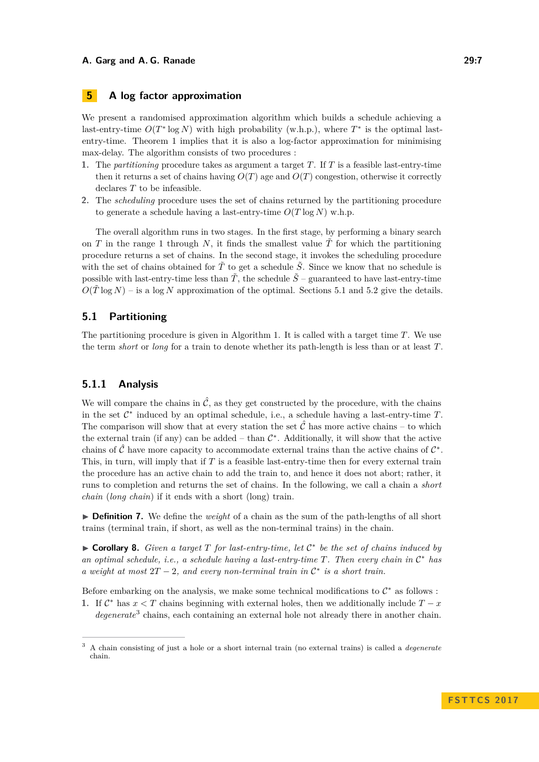## 5 A log factor approximation

We present a randomised approximation algorithm which builds a schedule achieving a last-entry-time $O(T^* \log N)$ with high probability (w.h.p.), where $T^*$ is the optimal last-entry-time. Theorem 1 implies that it is also a log-factor approximation for minimising max-delay. The algorithm consists of two procedures :

1. The *partitioning* procedure takes as argument a target $T$. If $T$ is a feasible last-entry-time then it returns a set of chains having $O(T)$ age and $O(T)$ congestion, otherwise it correctly declares $T$ to be infeasible.
2. The *scheduling* procedure uses the set of chains returned by the partitioning procedure to generate a schedule having a last-entry-time $O(T \log N)$ w.h.p.

The overall algorithm runs in two stages. In the first stage, by performing a binary search on $T$ in the range 1 through $N$, it finds the smallest value $\tilde{T}$ for which the partitioning procedure returns a set of chains. In the second stage, it invokes the scheduling procedure with the set of chains obtained for $\tilde{T}$ to get a schedule $\tilde{S}$. Since we know that no schedule is possible with last-entry-time less than $\tilde{T}$, the schedule $\tilde{S}$ – guaranteed to have last-entry-time $O(\tilde{T} \log N)$ – is a $\log N$ approximation of the optimal. Sections 5.1 and 5.2 give the details.

### 5.1 Partitioning

The partitioning procedure is given in Algorithm 1. It is called with a target time $T$. We use the term *short* or *long* for a train to denote whether its path-length is less than or at least $T$.

#### 5.1.1 Analysis

We will compare the chains in $\hat{\mathcal{C}}$, as they get constructed by the procedure, with the chains in the set $\mathcal{C}^*$ induced by an optimal schedule, i.e., a schedule having a last-entry-time $T$. The comparison will show that at every station the set $\hat{\mathcal{C}}$ has more active chains – to which the external train (if any) can be added – than $\mathcal{C}^*$. Additionally, it will show that the active chains of $\hat{\mathcal{C}}$ have more capacity to accommodate external trains than the active chains of $\mathcal{C}^*$. This, in turn, will imply that if $T$ is a feasible last-entry-time then for every external train the procedure has an active chain to add the train to, and hence it does not abort; rather, it runs to completion and returns the set of chains. In the following, we call a chain a *short chain* (*long chain*) if it ends with a short (long) train.

▶ **Definition 7.** We define the *weight* of a chain as the sum of the path-lengths of all short trains (terminal train, if short, as well as the non-terminal trains) in the chain.

▶ **Corollary 8.** *Given a target $T$ for last-entry-time, let $\mathcal{C}^*$ be the set of chains induced by an optimal schedule, i.e., a schedule having a last-entry-time $T$. Then every chain in $\mathcal{C}^*$ has a weight at most $2T - 2$, and every non-terminal train in $\mathcal{C}^*$ is a short train.*

Before embarking on the analysis, we make some technical modifications to $\mathcal{C}^*$ as follows :

1. If $\mathcal{C}^*$ has $x < T$ chains beginning with external holes, then we additionally include $T - x$ *degenerate*[3] chains, each containing an external hole not already there in another chain.

[3] A chain consisting of just a hole or a short internal train (no external trains) is called a *degenerate* chain.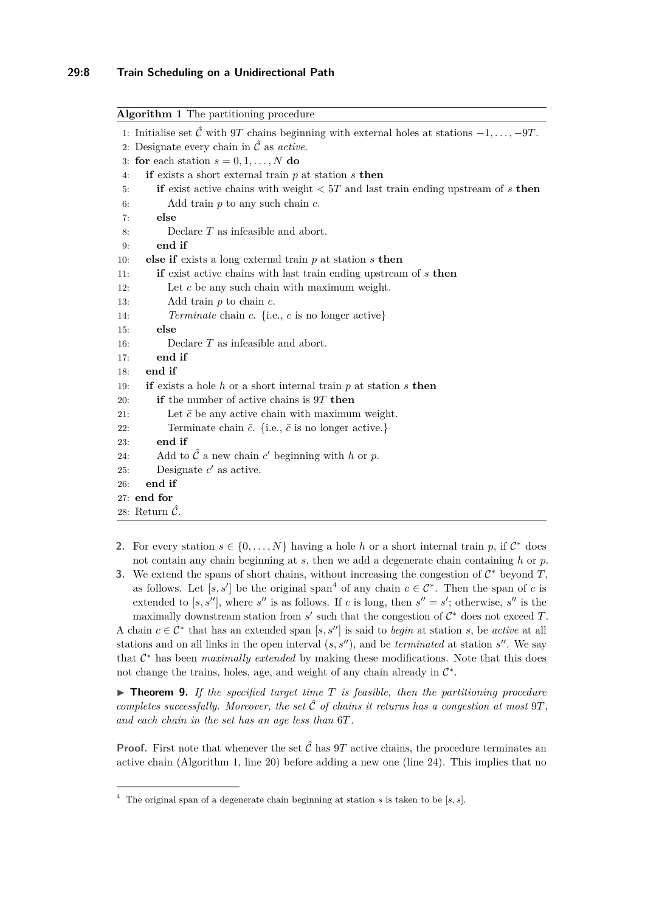**Algorithm 1** The partitioning procedure

```
1: Initialise set Ĉ with 9T chains beginning with external holes at stations −1, ..., −9T.
2: Designate every chain in Ĉ as active.
3: for each station s = 0, 1, ..., N do
4:    if exists a short external train p at station s then
5:       if exist active chains with weight < 5T and last train ending upstream of s then
6:          Add train p to any such chain c.
7:       else
8:          Declare T as infeasible and abort.
9:       end if
10:   else if exists a long external train p at station s then
11:      if exist active chains with last train ending upstream of s then
12:         Let c be any such chain with maximum weight.
13:         Add train p to chain c.
14:         Terminate chain c. {i.e., c is no longer active}
15:      else
16:         Declare T as infeasible and abort.
17:      end if
18:   end if
19:   if exists a hole h or a short internal train p at station s then
20:      if the number of active chains is 9T then
21:         Let c̄ be any active chain with maximum weight.
22:         Terminate chain c̄. {i.e., c̄ is no longer active.}
23:      end if
24:      Add to Ĉ a new chain c′ beginning with h or p.
25:      Designate c′ as active.
26:   end if
27: end for
28: Return Ĉ.
```

2. For every station $s \in \{0, \ldots, N\}$ having a hole $h$ or a short internal train $p$, if $\mathcal{C}^*$ does not contain any chain beginning at $s$, then we add a degenerate chain containing $h$ or $p$.
3. We extend the spans of short chains, without increasing the congestion of $\mathcal{C}^*$ beyond $T$, as follows. Let $[s, s']$ be the original span[4] of any chain $c \in \mathcal{C}^*$. Then the span of $c$ is extended to $[s, s'']$, where $s''$ is as follows. If $c$ is long, then $s'' = s'$; otherwise, $s''$ is the maximally downstream station from $s'$ such that the congestion of $\mathcal{C}^*$ does not exceed $T$.

A chain $c \in \mathcal{C}^*$ that has an extended span $[s, s'']$ is said to *begin* at station $s$, be *active* at all stations and on all links in the open interval $(s, s'')$, and be *terminated* at station $s''$. We say that $\mathcal{C}^*$ has been *maximally extended* by making these modifications. Note that this does not change the trains, holes, age, and weight of any chain already in $\mathcal{C}^*$.

▶ **Theorem 9.** *If the specified target time $T$ is feasible, then the partitioning procedure completes successfully. Moreover, the set $\hat{\mathcal{C}}$ of chains it returns has a congestion at most $9T$, and each chain in the set has an age less than $6T$.*

**Proof.** First note that whenever the set $\hat{\mathcal{C}}$ has $9T$ active chains, the procedure terminates an active chain (Algorithm 1, line 20) before adding a new one (line 24). This implies that no

[4] The original span of a degenerate chain beginning at station $s$ is taken to be $[s, s]$.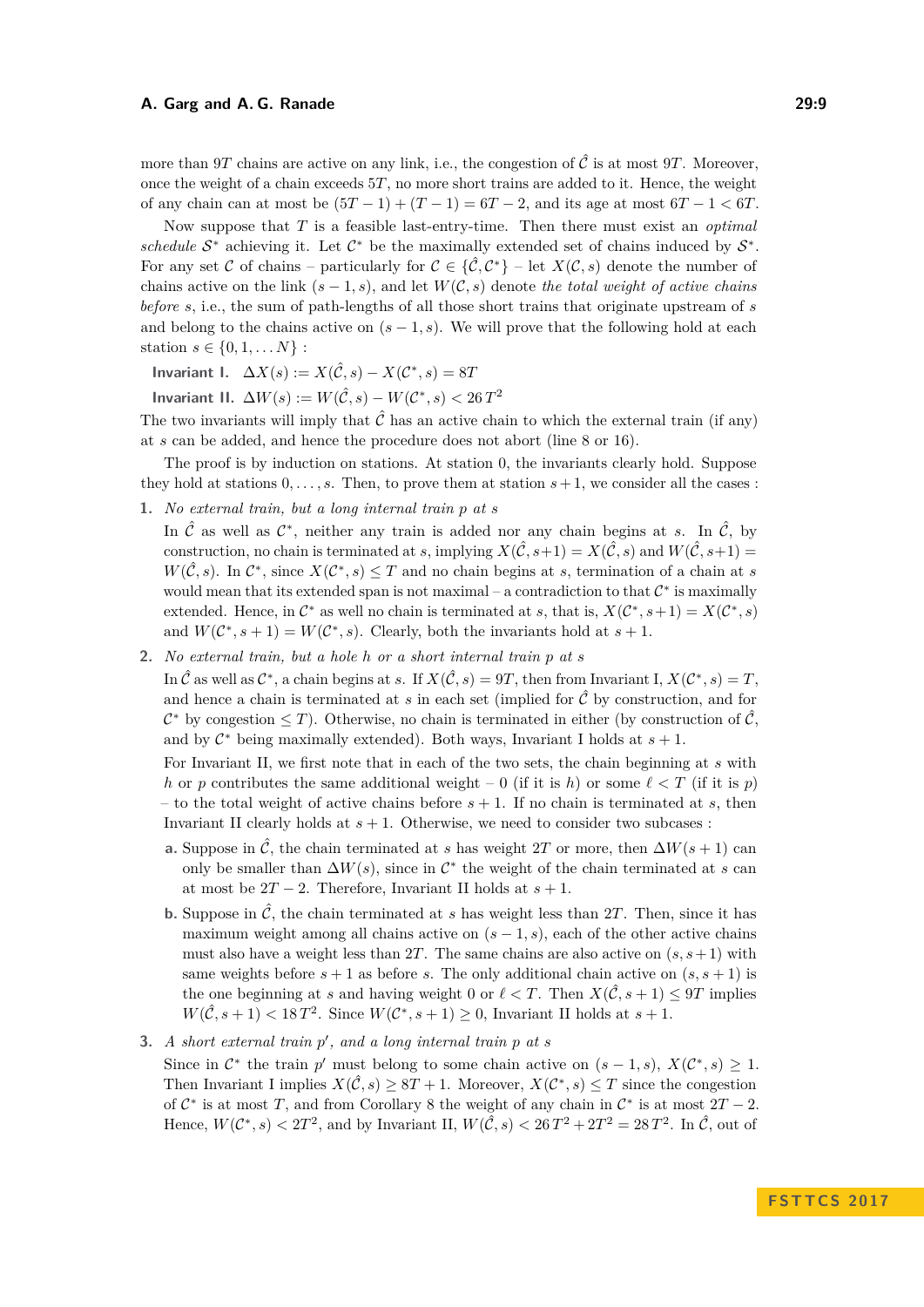more than $9T$ chains are active on any link, i.e., the congestion of $\hat{\mathcal{C}}$ is at most $9T$. Moreover, once the weight of a chain exceeds $5T$, no more short trains are added to it. Hence, the weight of any chain can at most be $(5T-1)+(T-1)=6T-2$, and its age at most $6T-1<6T$.

Now suppose that $T$ is a feasible last-entry-time. Then there must exist an *optimal schedule* $\mathcal{S}^*$ achieving it. Let $\mathcal{C}^*$ be the maximally extended set of chains induced by $\mathcal{S}^*$. For any set $\mathcal{C}$ of chains – particularly for $\mathcal{C} \in \{\hat{\mathcal{C}}, \mathcal{C}^*\}$ – let $X(\mathcal{C}, s)$ denote the number of chains active on the link $(s-1, s)$, and let $W(\mathcal{C}, s)$ denote *the total weight of active chains before* $s$, i.e., the sum of path-lengths of all those short trains that originate upstream of $s$ and belong to the chains active on $(s-1, s)$. We will prove that the following hold at each station $s \in \{0, 1, \dots N\}$ :

**Invariant I.** $\Delta X(s) := X(\hat{\mathcal{C}}, s) - X(\mathcal{C}^*, s) = 8T$

**Invariant II.** $\Delta W(s) := W(\hat{\mathcal{C}}, s) - W(\mathcal{C}^*, s) < 26\,T^2$

The two invariants will imply that $\hat{\mathcal{C}}$ has an active chain to which the external train (if any) at $s$ can be added, and hence the procedure does not abort (line 8 or 16).

The proof is by induction on stations. At station 0, the invariants clearly hold. Suppose they hold at stations $0, \dots, s$. Then, to prove them at station $s+1$, we consider all the cases :

1. *No external train, but a long internal train $p$ at $s$*

   In $\hat{\mathcal{C}}$ as well as $\mathcal{C}^*$, neither any train is added nor any chain begins at $s$. In $\hat{\mathcal{C}}$, by construction, no chain is terminated at $s$, implying $X(\hat{\mathcal{C}}, s+1) = X(\hat{\mathcal{C}}, s)$ and $W(\hat{\mathcal{C}}, s+1) = W(\hat{\mathcal{C}}, s)$. In $\mathcal{C}^*$, since $X(\mathcal{C}^*, s) \le T$ and no chain begins at $s$, termination of a chain at $s$ would mean that its extended span is not maximal – a contradiction to that $\mathcal{C}^*$ is maximally extended. Hence, in $\mathcal{C}^*$ as well no chain is terminated at $s$, that is, $X(\mathcal{C}^*, s+1) = X(\mathcal{C}^*, s)$ and $W(\mathcal{C}^*, s+1) = W(\mathcal{C}^*, s)$. Clearly, both the invariants hold at $s+1$.

2. *No external train, but a hole $h$ or a short internal train $p$ at $s$*

   In $\hat{\mathcal{C}}$ as well as $\mathcal{C}^*$, a chain begins at $s$. If $X(\hat{\mathcal{C}}, s) = 9T$, then from Invariant I, $X(\mathcal{C}^*, s) = T$, and hence a chain is terminated at $s$ in each set (implied for $\hat{\mathcal{C}}$ by construction, and for $\mathcal{C}^*$ by congestion $\le T$). Otherwise, no chain is terminated in either (by construction of $\hat{\mathcal{C}}$, and by $\mathcal{C}^*$ being maximally extended). Both ways, Invariant I holds at $s+1$.

   For Invariant II, we first note that in each of the two sets, the chain beginning at $s$ with $h$ or $p$ contributes the same additional weight – 0 (if it is $h$) or some $\ell < T$ (if it is $p$) – to the total weight of active chains before $s+1$. If no chain is terminated at $s$, then Invariant II clearly holds at $s+1$. Otherwise, we need to consider two subcases :

   **a.** Suppose in $\hat{\mathcal{C}}$, the chain terminated at $s$ has weight $2T$ or more, then $\Delta W(s+1)$ can only be smaller than $\Delta W(s)$, since in $\mathcal{C}^*$ the weight of the chain terminated at $s$ can at most be $2T-2$. Therefore, Invariant II holds at $s+1$.

   **b.** Suppose in $\hat{\mathcal{C}}$, the chain terminated at $s$ has weight less than $2T$. Then, since it has maximum weight among all chains active on $(s-1, s)$, each of the other active chains must also have a weight less than $2T$. The same chains are also active on $(s, s+1)$ with same weights before $s+1$ as before $s$. The only additional chain active on $(s, s+1)$ is the one beginning at $s$ and having weight 0 or $\ell < T$. Then $X(\hat{\mathcal{C}}, s+1) \le 9T$ implies $W(\hat{\mathcal{C}}, s+1) < 18\,T^2$. Since $W(\mathcal{C}^*, s+1) \ge 0$, Invariant II holds at $s+1$.

3. *A short external train $p'$, and a long internal train $p$ at $s$*

   Since in $\mathcal{C}^*$ the train $p'$ must belong to some chain active on $(s-1, s)$, $X(\mathcal{C}^*, s) \ge 1$. Then Invariant I implies $X(\hat{\mathcal{C}}, s) \ge 8T+1$. Moreover, $X(\mathcal{C}^*, s) \le T$ since the congestion of $\mathcal{C}^*$ is at most $T$, and from Corollary 8 the weight of any chain in $\mathcal{C}^*$ is at most $2T-2$. Hence, $W(\mathcal{C}^*, s) < 2T^2$, and by Invariant II, $W(\hat{\mathcal{C}}, s) < 26\,T^2 + 2T^2 = 28\,T^2$. In $\hat{\mathcal{C}}$, out of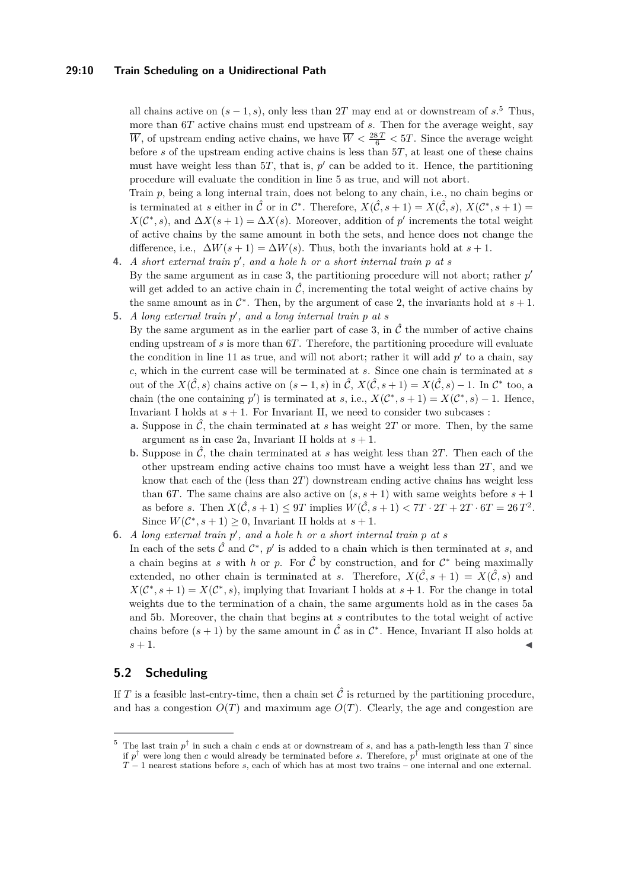all chains active on $(s-1, s)$, only less than $2T$ may end at or downstream of $s$.[5] Thus, more than $6T$ active chains must end upstream of $s$. Then for the average weight, say $\overline{W}$, of upstream ending active chains, we have $\overline{W} < \frac{28\,T}{6} < 5T$. Since the average weight before $s$ of the upstream ending active chains is less than $5T$, at least one of these chains must have weight less than $5T$, that is, $p'$ can be added to it. Hence, the partitioning procedure will evaluate the condition in line 5 as true, and will not abort.

Train $p$, being a long internal train, does not belong to any chain, i.e., no chain begins or is terminated at $s$ either in $\hat{\mathcal{C}}$ or in $\mathcal{C}^*$. Therefore, $X(\hat{\mathcal{C}}, s+1) = X(\hat{\mathcal{C}}, s)$, $X(\mathcal{C}^*, s+1) = X(\mathcal{C}^*, s)$, and $\Delta X(s+1) = \Delta X(s)$. Moreover, addition of $p'$ increments the total weight of active chains by the same amount in both the sets, and hence does not change the difference, i.e., $\Delta W(s+1) = \Delta W(s)$. Thus, both the invariants hold at $s+1$.

4. *A short external train $p'$, and a hole $h$ or a short internal train $p$ at $s$*
   By the same argument as in case 3, the partitioning procedure will not abort; rather $p'$ will get added to an active chain in $\hat{\mathcal{C}}$, incrementing the total weight of active chains by the same amount as in $\mathcal{C}^*$. Then, by the argument of case 2, the invariants hold at $s+1$.
5. *A long external train $p'$, and a long internal train $p$ at $s$*
   By the same argument as in the earlier part of case 3, in $\hat{\mathcal{C}}$ the number of active chains ending upstream of $s$ is more than $6T$. Therefore, the partitioning procedure will evaluate the condition in line 11 as true, and will not abort; rather it will add $p'$ to a chain, say $c$, which in the current case will be terminated at $s$. Since one chain is terminated at $s$ out of the $X(\hat{\mathcal{C}}, s)$ chains active on $(s-1, s)$ in $\hat{\mathcal{C}}$, $X(\hat{\mathcal{C}}, s+1) = X(\hat{\mathcal{C}}, s) - 1$. In $\mathcal{C}^*$ too, a chain (the one containing $p'$) is terminated at $s$, i.e., $X(\mathcal{C}^*, s+1) = X(\mathcal{C}^*, s) - 1$. Hence, Invariant I holds at $s+1$. For Invariant II, we need to consider two subcases :
   a. Suppose in $\hat{\mathcal{C}}$, the chain terminated at $s$ has weight $2T$ or more. Then, by the same argument as in case 2a, Invariant II holds at $s+1$.
   b. Suppose in $\hat{\mathcal{C}}$, the chain terminated at $s$ has weight less than $2T$. Then each of the other upstream ending active chains too must have a weight less than $2T$, and we know that each of the (less than $2T$) downstream ending active chains has weight less than $6T$. The same chains are also active on $(s, s+1)$ with same weights before $s+1$ as before $s$. Then $X(\hat{\mathcal{C}}, s+1) \leq 9T$ implies $W(\hat{\mathcal{C}}, s+1) < 7T \cdot 2T + 2T \cdot 6T = 26\,T^2$. Since $W(\mathcal{C}^*, s+1) \geq 0$, Invariant II holds at $s+1$.
6. *A long external train $p'$, and a hole $h$ or a short internal train $p$ at $s$*
   In each of the sets $\hat{\mathcal{C}}$ and $\mathcal{C}^*$, $p'$ is added to a chain which is then terminated at $s$, and a chain begins at $s$ with $h$ or $p$. For $\hat{\mathcal{C}}$ by construction, and for $\mathcal{C}^*$ being maximally extended, no other chain is terminated at $s$. Therefore, $X(\hat{\mathcal{C}}, s+1) = X(\hat{\mathcal{C}}, s)$ and $X(\mathcal{C}^*, s+1) = X(\mathcal{C}^*, s)$, implying that Invariant I holds at $s+1$. For the change in total weights due to the termination of a chain, the same arguments hold as in the cases 5a and 5b. Moreover, the chain that begins at $s$ contributes to the total weight of active chains before $(s+1)$ by the same amount in $\hat{\mathcal{C}}$ as in $\mathcal{C}^*$. Hence, Invariant II also holds at $s+1$. ◀

## 5.2 Scheduling

If $T$ is a feasible last-entry-time, then a chain set $\hat{\mathcal{C}}$ is returned by the partitioning procedure, and has a congestion $O(T)$ and maximum age $O(T)$. Clearly, the age and congestion are

---

[5] The last train $p^\dagger$ in such a chain $c$ ends at or downstream of $s$, and has a path-length less than $T$ since if $p^\dagger$ were long then $c$ would already be terminated before $s$. Therefore, $p^\dagger$ must originate at one of the $T-1$ nearest stations before $s$, each of which has at most two trains – one internal and one external.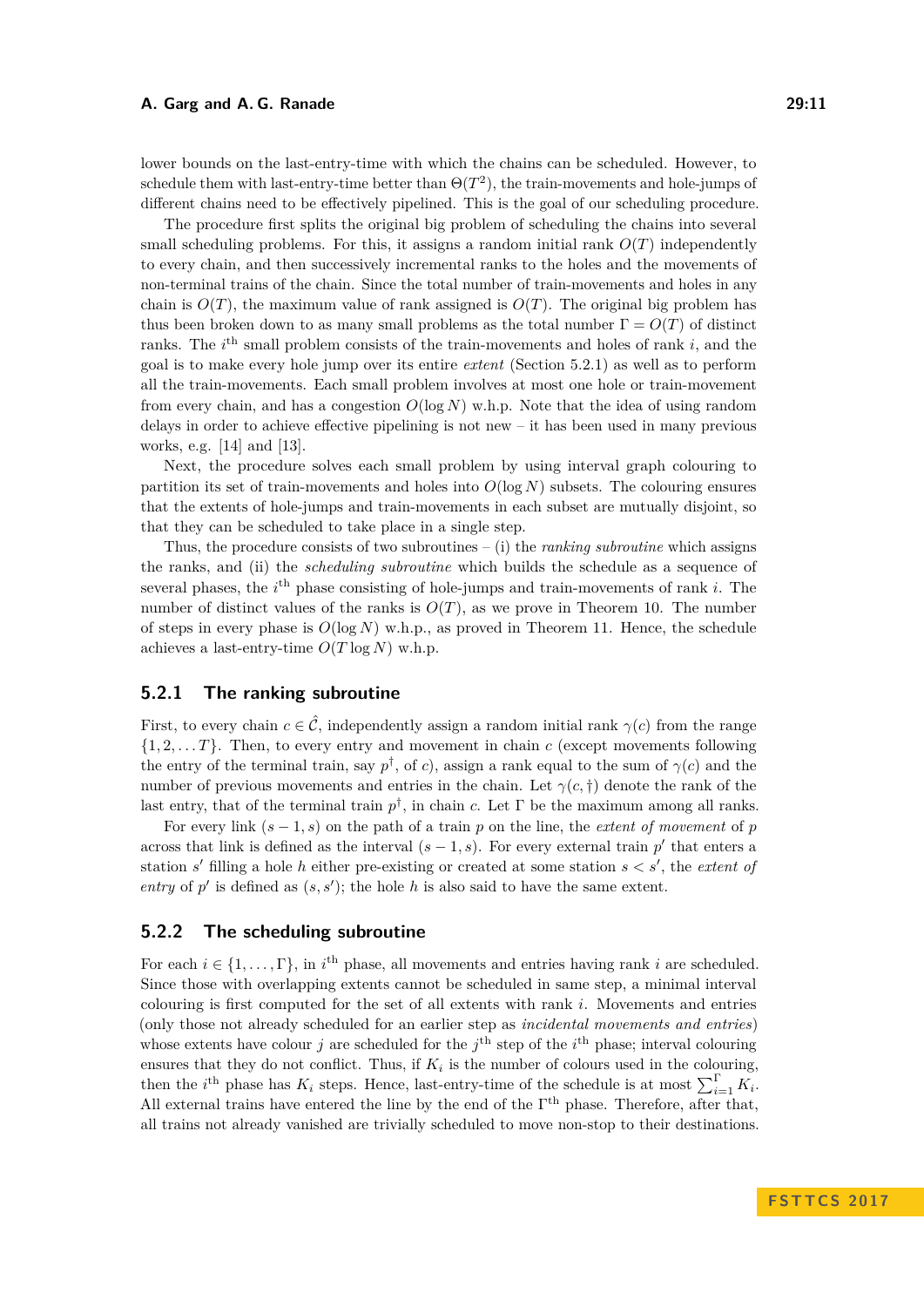lower bounds on the last-entry-time with which the chains can be scheduled. However, to schedule them with last-entry-time better than $\Theta(T^2)$, the train-movements and hole-jumps of different chains need to be effectively pipelined. This is the goal of our scheduling procedure.

The procedure first splits the original big problem of scheduling the chains into several small scheduling problems. For this, it assigns a random initial rank $O(T)$ independently to every chain, and then successively incremental ranks to the holes and the movements of non-terminal trains of the chain. Since the total number of train-movements and holes in any chain is $O(T)$, the maximum value of rank assigned is $O(T)$. The original big problem has thus been broken down to as many small problems as the total number $\Gamma = O(T)$ of distinct ranks. The $i^{\text{th}}$ small problem consists of the train-movements and holes of rank $i$, and the goal is to make every hole jump over its entire *extent* (Section 5.2.1) as well as to perform all the train-movements. Each small problem involves at most one hole or train-movement from every chain, and has a congestion $O(\log N)$ w.h.p. Note that the idea of using random delays in order to achieve effective pipelining is not new – it has been used in many previous works, e.g. [14] and [13].

Next, the procedure solves each small problem by using interval graph colouring to partition its set of train-movements and holes into $O(\log N)$ subsets. The colouring ensures that the extents of hole-jumps and train-movements in each subset are mutually disjoint, so that they can be scheduled to take place in a single step.

Thus, the procedure consists of two subroutines – (i) the *ranking subroutine* which assigns the ranks, and (ii) the *scheduling subroutine* which builds the schedule as a sequence of several phases, the $i^{\text{th}}$ phase consisting of hole-jumps and train-movements of rank $i$. The number of distinct values of the ranks is $O(T)$, as we prove in Theorem 10. The number of steps in every phase is $O(\log N)$ w.h.p., as proved in Theorem 11. Hence, the schedule achieves a last-entry-time $O(T \log N)$ w.h.p.

### 5.2.1 The ranking subroutine

First, to every chain $c \in \hat{\mathcal{C}}$, independently assign a random initial rank $\gamma(c)$ from the range $\{1, 2, \dots T\}$. Then, to every entry and movement in chain $c$ (except movements following the entry of the terminal train, say $p^\dagger$, of $c$), assign a rank equal to the sum of $\gamma(c)$ and the number of previous movements and entries in the chain. Let $\gamma(c, \dagger)$ denote the rank of the last entry, that of the terminal train $p^\dagger$, in chain $c$. Let $\Gamma$ be the maximum among all ranks.

For every link $(s-1, s)$ on the path of a train $p$ on the line, the *extent of movement* of $p$ across that link is defined as the interval $(s-1, s)$. For every external train $p'$ that enters a station $s'$ filling a hole $h$ either pre-existing or created at some station $s < s'$, the *extent of entry* of $p'$ is defined as $(s, s')$; the hole $h$ is also said to have the same extent.

### 5.2.2 The scheduling subroutine

For each $i \in \{1, \dots, \Gamma\}$, in $i^{\text{th}}$ phase, all movements and entries having rank $i$ are scheduled. Since those with overlapping extents cannot be scheduled in same step, a minimal interval colouring is first computed for the set of all extents with rank $i$. Movements and entries (only those not already scheduled for an earlier step as *incidental movements and entries*) whose extents have colour $j$ are scheduled for the $j^{\text{th}}$ step of the $i^{\text{th}}$ phase; interval colouring ensures that they do not conflict. Thus, if $K_i$ is the number of colours used in the colouring, then the $i^{\text{th}}$ phase has $K_i$ steps. Hence, last-entry-time of the schedule is at most $\sum_{i=1}^{\Gamma} K_i$. All external trains have entered the line by the end of the $\Gamma^{\text{th}}$ phase. Therefore, after that, all trains not already vanished are trivially scheduled to move non-stop to their destinations.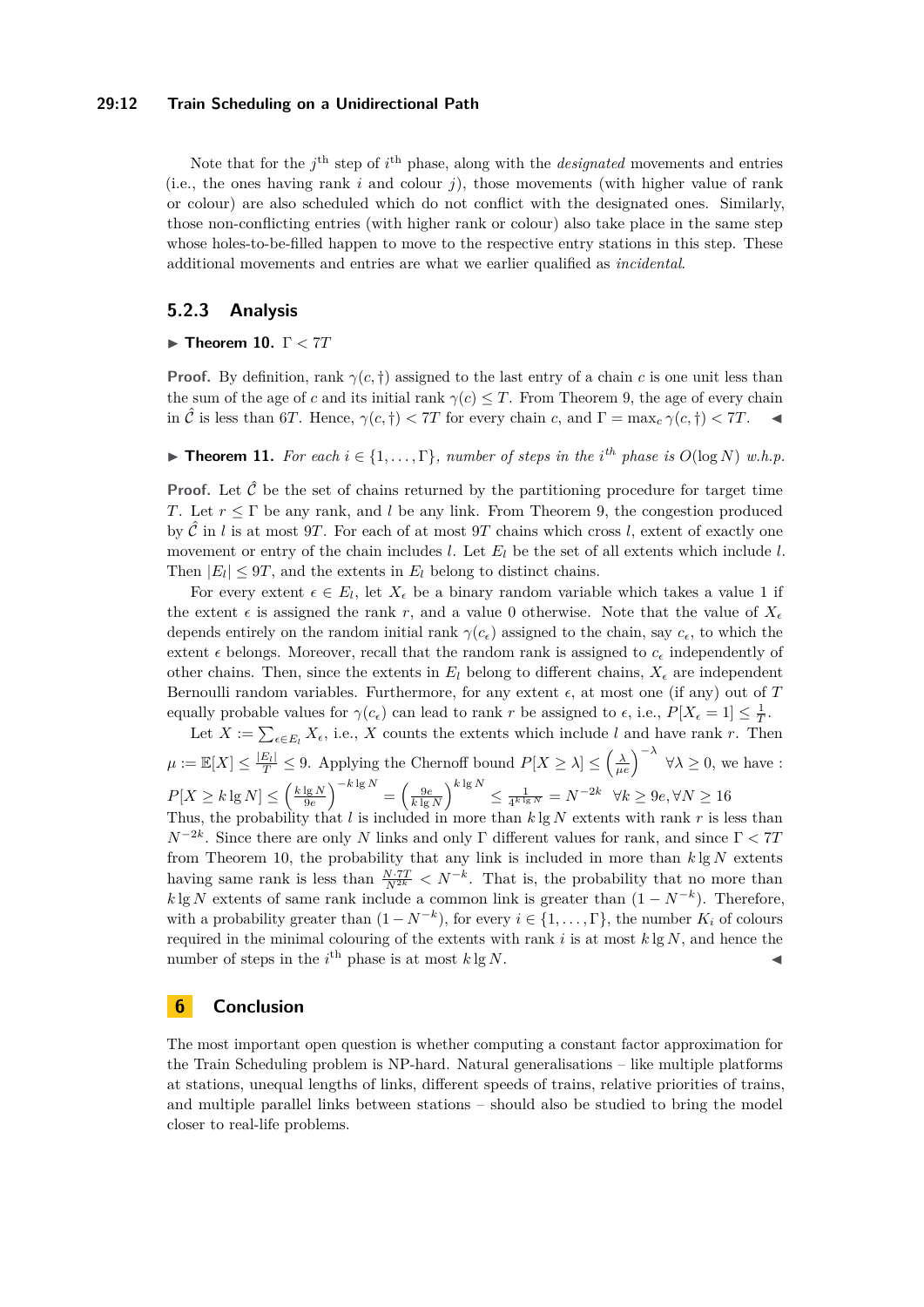Note that for the $j^{\text{th}}$ step of $i^{\text{th}}$ phase, along with the *designated* movements and entries (i.e., the ones having rank $i$ and colour $j$), those movements (with higher value of rank or colour) are also scheduled which do not conflict with the designated ones. Similarly, those non-conflicting entries (with higher rank or colour) also take place in the same step whose holes-to-be-filled happen to move to the respective entry stations in this step. These additional movements and entries are what we earlier qualified as *incidental*.

### 5.2.3 Analysis

▶ **Theorem 10.** $\Gamma < 7T$

**Proof.** By definition, rank $\gamma(c, \dagger)$ assigned to the last entry of a chain $c$ is one unit less than the sum of the age of $c$ and its initial rank $\gamma(c) \leq T$. From Theorem 9, the age of every chain in $\hat{\mathcal{C}}$ is less than $6T$. Hence, $\gamma(c, \dagger) < 7T$ for every chain $c$, and $\Gamma = \max_c \gamma(c, \dagger) < 7T$. ◀

▶ **Theorem 11.** *For each $i \in \{1, \ldots, \Gamma\}$, number of steps in the $i^{th}$ phase is $O(\log N)$ w.h.p.*

**Proof.** Let $\hat{\mathcal{C}}$ be the set of chains returned by the partitioning procedure for target time $T$. Let $r \leq \Gamma$ be any rank, and $l$ be any link. From Theorem 9, the congestion produced by $\hat{\mathcal{C}}$ in $l$ is at most $9T$. For each of at most $9T$ chains which cross $l$, extent of exactly one movement or entry of the chain includes $l$. Let $E_l$ be the set of all extents which include $l$. Then $|E_l| \leq 9T$, and the extents in $E_l$ belong to distinct chains.

For every extent $\epsilon \in E_l$, let $X_\epsilon$ be a binary random variable which takes a value 1 if the extent $\epsilon$ is assigned the rank $r$, and a value 0 otherwise. Note that the value of $X_\epsilon$ depends entirely on the random initial rank $\gamma(c_\epsilon)$ assigned to the chain, say $c_\epsilon$, to which the extent $\epsilon$ belongs. Moreover, recall that the random rank is assigned to $c_\epsilon$ independently of other chains. Then, since the extents in $E_l$ belong to different chains, $X_\epsilon$ are independent Bernoulli random variables. Furthermore, for any extent $\epsilon$, at most one (if any) out of $T$ equally probable values for $\gamma(c_\epsilon)$ can lead to rank $r$ be assigned to $\epsilon$, i.e., $P[X_\epsilon = 1] \leq \frac{1}{T}$.

Let $X := \sum_{\epsilon \in E_l} X_\epsilon$, i.e., $X$ counts the extents which include $l$ and have rank $r$. Then $\mu := \mathbb{E}[X] \leq \frac{|E_l|}{T} \leq 9$. Applying the Chernoff bound $P[X \geq \lambda] \leq \left(\frac{\lambda}{\mu e}\right)^{-\lambda}$ $\forall \lambda \geq 0$, we have :
$P[X \geq k \lg N] \leq \left(\frac{k \lg N}{9e}\right)^{-k \lg N} = \left(\frac{9e}{k \lg N}\right)^{k \lg N} \leq \frac{1}{4^{k \lg N}} = N^{-2k}$ $\forall k \geq 9e, \forall N \geq 16$
Thus, the probability that $l$ is included in more than $k \lg N$ extents with rank $r$ is less than $N^{-2k}$. Since there are only $N$ links and only $\Gamma$ different values for rank, and since $\Gamma < 7T$ from Theorem 10, the probability that any link is included in more than $k \lg N$ extents having same rank is less than $\frac{N \cdot 7T}{N^{2k}} < N^{-k}$. That is, the probability that no more than $k \lg N$ extents of same rank include a common link is greater than $(1 - N^{-k})$. Therefore, with a probability greater than $(1 - N^{-k})$, for every $i \in \{1, \ldots, \Gamma\}$, the number $K_i$ of colours required in the minimal colouring of the extents with rank $i$ is at most $k \lg N$, and hence the number of steps in the $i^{\text{th}}$ phase is at most $k \lg N$. ◀

## 6 Conclusion

The most important open question is whether computing a constant factor approximation for the Train Scheduling problem is NP-hard. Natural generalisations – like multiple platforms at stations, unequal lengths of links, different speeds of trains, relative priorities of trains, and multiple parallel links between stations – should also be studied to bring the model closer to real-life problems.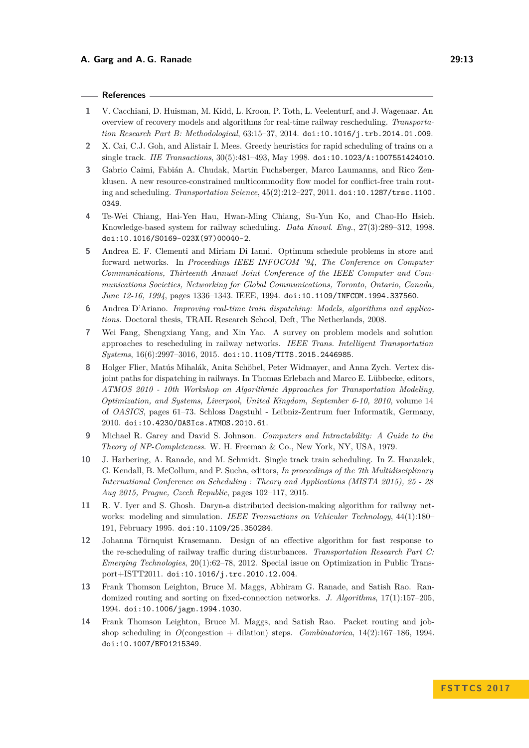## References

1. V. Cacchiani, D. Huisman, M. Kidd, L. Kroon, P. Toth, L. Veelenturf, and J. Wagenaar. An overview of recovery models and algorithms for real-time railway rescheduling. *Transportation Research Part B: Methodological*, 63:15–37, 2014. doi:10.1016/j.trb.2014.01.009.
2. X. Cai, C.J. Goh, and Alistair I. Mees. Greedy heuristics for rapid scheduling of trains on a single track. *IIE Transactions*, 30(5):481–493, May 1998. doi:10.1023/A:1007551424010.
3. Gabrio Caimi, Fabián A. Chudak, Martin Fuchsberger, Marco Laumanns, and Rico Zenklusen. A new resource-constrained multicommodity flow model for conflict-free train routing and scheduling. *Transportation Science*, 45(2):212–227, 2011. doi:10.1287/trsc.1100.0349.
4. Te-Wei Chiang, Hai-Yen Hau, Hwan-Ming Chiang, Su-Yun Ko, and Chao-Ho Hsieh. Knowledge-based system for railway scheduling. *Data Knowl. Eng.*, 27(3):289–312, 1998. doi:10.1016/S0169-023X(97)00040-2.
5. Andrea E. F. Clementi and Miriam Di Ianni. Optimum schedule problems in store and forward networks. In *Proceedings IEEE INFOCOM '94, The Conference on Computer Communications, Thirteenth Annual Joint Conference of the IEEE Computer and Communications Societies, Networking for Global Communications, Toronto, Ontario, Canada, June 12-16, 1994*, pages 1336–1343. IEEE, 1994. doi:10.1109/INFCOM.1994.337560.
6. Andrea D'Ariano. *Improving real-time train dispatching: Models, algorithms and applications*. Doctoral thesis, TRAIL Research School, Deft, The Netherlands, 2008.
7. Wei Fang, Shengxiang Yang, and Xin Yao. A survey on problem models and solution approaches to rescheduling in railway networks. *IEEE Trans. Intelligent Transportation Systems*, 16(6):2997–3016, 2015. doi:10.1109/TITS.2015.2446985.
8. Holger Flier, Matús Mihalák, Anita Schöbel, Peter Widmayer, and Anna Zych. Vertex disjoint paths for dispatching in railways. In Thomas Erlebach and Marco E. Lübbecke, editors, *ATMOS 2010 - 10th Workshop on Algorithmic Approaches for Transportation Modeling, Optimization, and Systems, Liverpool, United Kingdom, September 6-10, 2010*, volume 14 of *OASICS*, pages 61–73. Schloss Dagstuhl - Leibniz-Zentrum fuer Informatik, Germany, 2010. doi:10.4230/OASIcs.ATMOS.2010.61.
9. Michael R. Garey and David S. Johnson. *Computers and Intractability: A Guide to the Theory of NP-Completeness*. W. H. Freeman & Co., New York, NY, USA, 1979.
10. J. Harbering, A. Ranade, and M. Schmidt. Single track train scheduling. In Z. Hanzalek, G. Kendall, B. McCollum, and P. Sucha, editors, *In proceedings of the 7th Multidisciplinary International Conference on Scheduling : Theory and Applications (MISTA 2015), 25 - 28 Aug 2015, Prague, Czech Republic*, pages 102–117, 2015.
11. R. V. Iyer and S. Ghosh. Daryn-a distributed decision-making algorithm for railway networks: modeling and simulation. *IEEE Transactions on Vehicular Technology*, 44(1):180–191, February 1995. doi:10.1109/25.350284.
12. Johanna Törnquist Krasemann. Design of an effective algorithm for fast response to the re-scheduling of railway traffic during disturbances. *Transportation Research Part C: Emerging Technologies*, 20(1):62–78, 2012. Special issue on Optimization in Public Transport+ISTT2011. doi:10.1016/j.trc.2010.12.004.
13. Frank Thomson Leighton, Bruce M. Maggs, Abhiram G. Ranade, and Satish Rao. Randomized routing and sorting on fixed-connection networks. *J. Algorithms*, 17(1):157–205, 1994. doi:10.1006/jagm.1994.1030.
14. Frank Thomson Leighton, Bruce M. Maggs, and Satish Rao. Packet routing and job-shop scheduling in $O$(congestion + dilation) steps. *Combinatorica*, 14(2):167–186, 1994. doi:10.1007/BF01215349.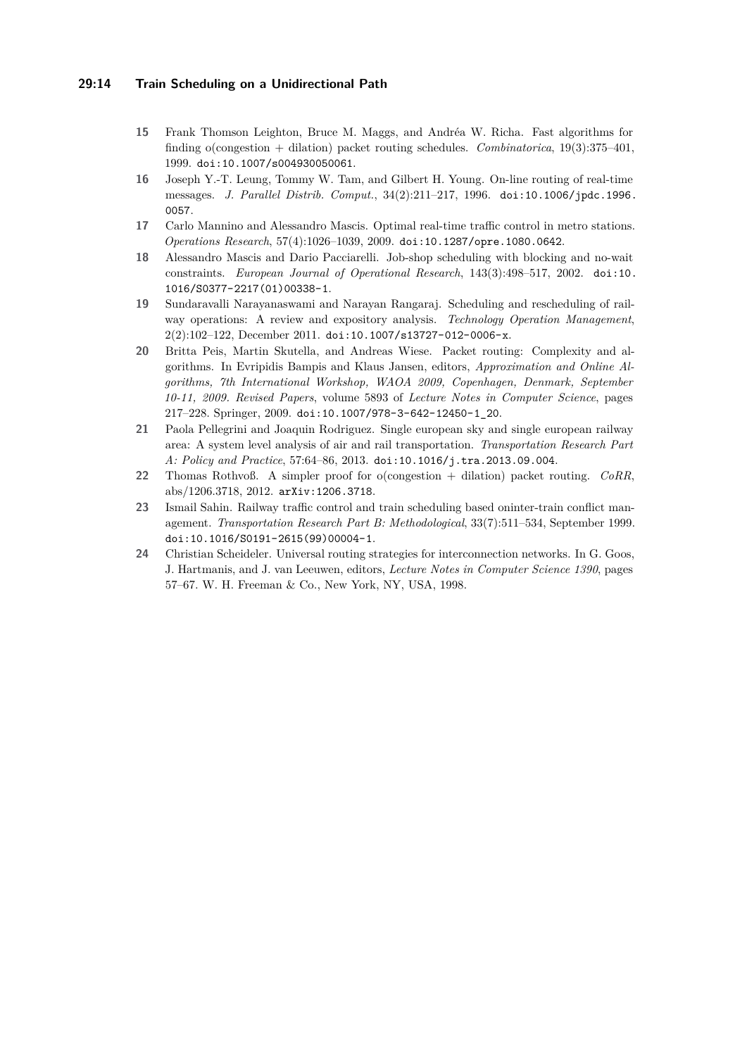15 Frank Thomson Leighton, Bruce M. Maggs, and Andréa W. Richa. Fast algorithms for finding o(congestion + dilation) packet routing schedules. *Combinatorica*, 19(3):375–401, 1999. doi:10.1007/s004930050061.

16 Joseph Y.-T. Leung, Tommy W. Tam, and Gilbert H. Young. On-line routing of real-time messages. *J. Parallel Distrib. Comput.*, 34(2):211–217, 1996. doi:10.1006/jpdc.1996.0057.

17 Carlo Mannino and Alessandro Mascis. Optimal real-time traffic control in metro stations. *Operations Research*, 57(4):1026–1039, 2009. doi:10.1287/opre.1080.0642.

18 Alessandro Mascis and Dario Pacciarelli. Job-shop scheduling with blocking and no-wait constraints. *European Journal of Operational Research*, 143(3):498–517, 2002. doi:10.1016/S0377-2217(01)00338-1.

19 Sundaravalli Narayanaswami and Narayan Rangaraj. Scheduling and rescheduling of railway operations: A review and expository analysis. *Technology Operation Management*, 2(2):102–122, December 2011. doi:10.1007/s13727-012-0006-x.

20 Britta Peis, Martin Skutella, and Andreas Wiese. Packet routing: Complexity and algorithms. In Evripidis Bampis and Klaus Jansen, editors, *Approximation and Online Algorithms, 7th International Workshop, WAOA 2009, Copenhagen, Denmark, September 10-11, 2009. Revised Papers*, volume 5893 of *Lecture Notes in Computer Science*, pages 217–228. Springer, 2009. doi:10.1007/978-3-642-12450-1_20.

21 Paola Pellegrini and Joaquin Rodriguez. Single european sky and single european railway area: A system level analysis of air and rail transportation. *Transportation Research Part A: Policy and Practice*, 57:64–86, 2013. doi:10.1016/j.tra.2013.09.004.

22 Thomas Rothvoß. A simpler proof for o(congestion + dilation) packet routing. *CoRR*, abs/1206.3718, 2012. arXiv:1206.3718.

23 Ismail Sahin. Railway traffic control and train scheduling based oninter-train conflict management. *Transportation Research Part B: Methodological*, 33(7):511–534, September 1999. doi:10.1016/S0191-2615(99)00004-1.

24 Christian Scheideler. Universal routing strategies for interconnection networks. In G. Goos, J. Hartmanis, and J. van Leeuwen, editors, *Lecture Notes in Computer Science 1390*, pages 57–67. W. H. Freeman & Co., New York, NY, USA, 1998.